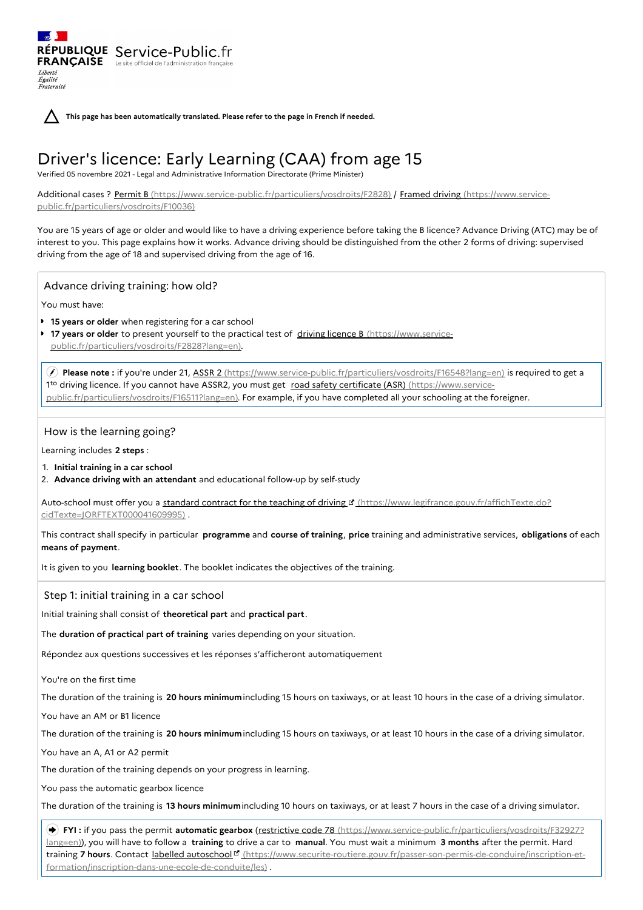⚠ **This page has been automatically translated. Please refer to the page in French if needed.**

# Driver's licence: Early Learning (CAA) from age 15

Verified 05 novembre 2021 - Legal and Administrative Information Directorate (Prime Minister)

Additional cases ? Permit B (https://www.service-public.fr/particuliers/vosdroits/F2828) / Framed driving (https://www.service-public.fr/particuliers/vosdroits/F10036)

You are 15 years of age or older and would like to have a driving experience before taking the B licence? Advance Driving (ATC) may be of interest to you. This page explains how it works. Advance driving should be distinguished from the other 2 forms of driving: supervised driving from the age of 18 and supervised driving from the age of 16.

## Advance driving training: how old?

You must have:

- **15 years or older** when registering for a car school
- **17 years or older** to present yourself to the practical test of driving licence B (https://www.service-public.fr/particuliers/vosdroits/F2828?lang=en).

**Please note :** if you're under 21, ASSR 2 (https://www.service-public.fr/particuliers/vosdroits/F16548?lang=en) is required to get a 1to driving licence. If you cannot have ASSR2, you must get road safety certificate (ASR) (https://www.service-public.fr/particuliers/vosdroits/F16511?lang=en). For example, if you have completed all your schooling at the foreigner.

## How is the learning going?

Learning includes **2 steps** :

1. **Initial training in a car school**
2. **Advance driving with an attendant** and educational follow-up by self-study

Auto-school must offer you a standard contract for the teaching of driving (https://www.legifrance.gouv.fr/affichTexte.do?cidTexte=JORFTEXT000041609995) .

This contract shall specify in particular **programme** and **course of training**, **price** training and administrative services, **obligations** of each **means of payment**.

It is given to you **learning booklet**. The booklet indicates the objectives of the training.

## Step 1: initial training in a car school

Initial training shall consist of **theoretical part** and **practical part**.

The **duration of practical part of training** varies depending on your situation.

Répondez aux questions successives et les réponses s'afficheront automatiquement

You're on the first time

The duration of the training is **20 hours minimum** including 15 hours on taxiways, or at least 10 hours in the case of a driving simulator.

You have an AM or B1 licence

The duration of the training is **20 hours minimum** including 15 hours on taxiways, or at least 10 hours in the case of a driving simulator.

You have an A, A1 or A2 permit

The duration of the training depends on your progress in learning.

You pass the automatic gearbox licence

The duration of the training is **13 hours minimum** including 10 hours on taxiways, or at least 7 hours in the case of a driving simulator.

**FYI :** if you pass the permit **automatic gearbox** (restrictive code 78 (https://www.service-public.fr/particuliers/vosdroits/F32927?lang=en)), you will have to follow a **training** to drive a car to **manual**. You must wait a minimum **3 months** after the permit. Hard training **7 hours**. Contact labelled autoschool (https://www.securite-routiere.gouv.fr/passer-son-permis-de-conduire/inscription-et-formation/inscription-dans-une-ecole-de-conduite/les) .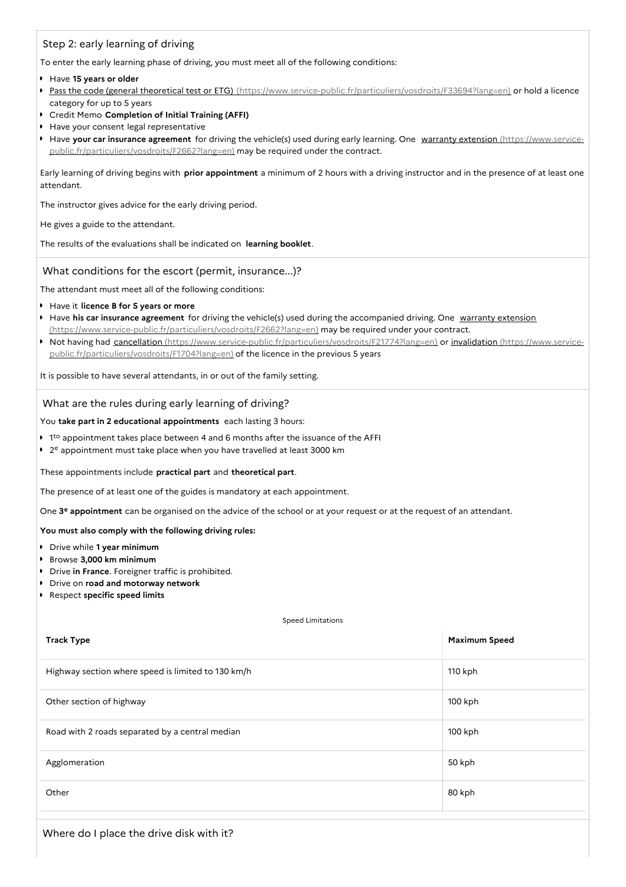## Step 2: early learning of driving

To enter the early learning phase of driving, you must meet all of the following conditions:

- Have **15 years or older**
- [Pass the code (general theoretical test or ETG)](https://www.service-public.fr/particuliers/vosdroits/F33694?lang=en) (https://www.service-public.fr/particuliers/vosdroits/F33694?lang=en) or hold a licence category for up to 5 years
- Credit Memo **Completion of Initial Training (AFFI)**
- Have your consent legal representative
- Have **your car insurance agreement** for driving the vehicle(s) used during early learning. One [warranty extension](https://www.service-public.fr/particuliers/vosdroits/F2662?lang=en) (https://www.service-public.fr/particuliers/vosdroits/F2662?lang=en) may be required under the contract.

Early learning of driving begins with **prior appointment** a minimum of 2 hours with a driving instructor and in the presence of at least one attendant.

The instructor gives advice for the early driving period.

He gives a guide to the attendant.

The results of the evaluations shall be indicated on **learning booklet**.

## What conditions for the escort (permit, insurance...)?

The attendant must meet all of the following conditions:

- Have it **licence B for 5 years or more**
- Have **his car insurance agreement** for driving the vehicle(s) used during the accompanied driving. One [warranty extension](https://www.service-public.fr/particuliers/vosdroits/F2662?lang=en) (https://www.service-public.fr/particuliers/vosdroits/F2662?lang=en) may be required under your contract.
- Not having had [cancellation](https://www.service-public.fr/particuliers/vosdroits/F21774?lang=en) (https://www.service-public.fr/particuliers/vosdroits/F21774?lang=en) or [invalidation](https://www.service-public.fr/particuliers/vosdroits/F1704?lang=en) (https://www.service-public.fr/particuliers/vosdroits/F1704?lang=en) of the licence in the previous 5 years

It is possible to have several attendants, in or out of the family setting.

## What are the rules during early learning of driving?

You **take part in 2 educational appointments** each lasting 3 hours:

- 1to appointment takes place between 4 and 6 months after the issuance of the AFFI
- 2e appointment must take place when you have travelled at least 3000 km

These appointments include **practical part** and **theoretical part**.

The presence of at least one of the guides is mandatory at each appointment.

One **3e appointment** can be organised on the advice of the school or at your request or at the request of an attendant.

**You must also comply with the following driving rules:**

- Drive while **1 year minimum**
- Browse **3,000 km minimum**
- Drive **in France**. Foreigner traffic is prohibited.
- Drive on **road and motorway network**
- Respect **specific speed limits**

Speed Limitations

| Track Type | Maximum Speed |
| --- | --- |
| Highway section where speed is limited to 130 km/h | 110 kph |
| Other section of highway | 100 kph |
| Road with 2 roads separated by a central median | 100 kph |
| Agglomeration | 50 kph |
| Other | 80 kph |

## Where do I place the drive disk with it?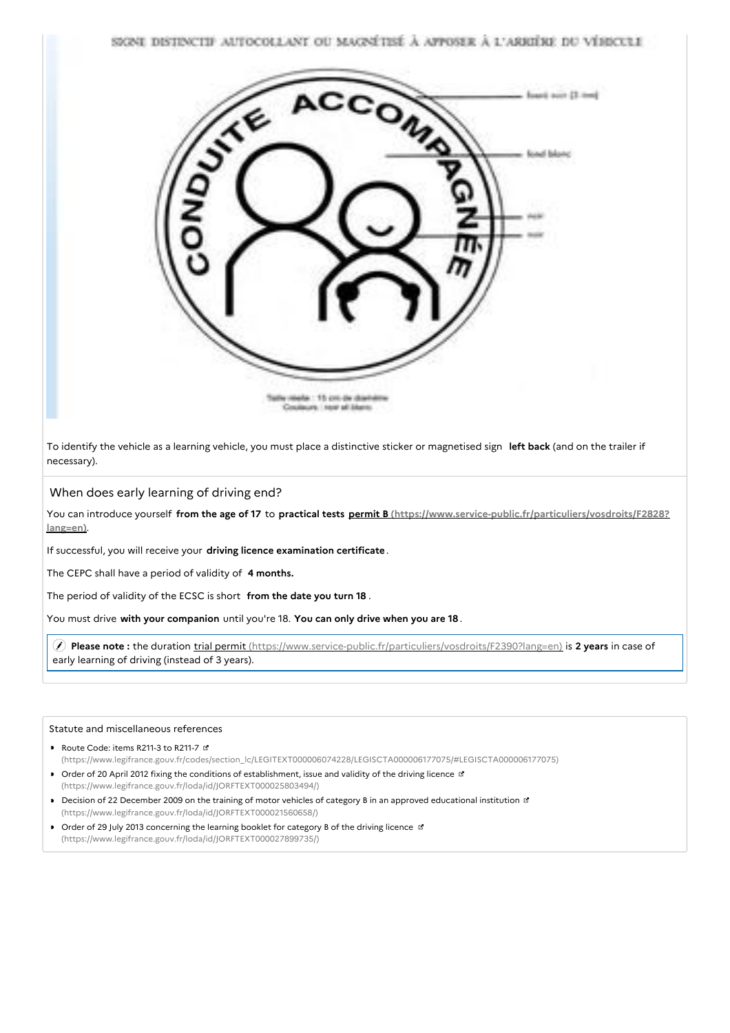SIGNE DISTINCTIF AUTOCOLLANT OU MAGNÉTISÉ À APPOSER À L'ARRIÈRE DU VÉHICULE

CONDUITE ACCOMPAGNÉE

To identify the vehicle as a learning vehicle, you must place a distinctive sticker or magnetised sign **left back** (and on the trailer if necessary).

## When does early learning of driving end?

You can introduce yourself **from the age of 17** to **practical tests** **permit B (https://www.service-public.fr/particuliers/vosdroits/F2828?lang=en)**.

If successful, you will receive your **driving licence examination certificate**.

The CEPC shall have a period of validity of **4 months.**

The period of validity of the ECSC is short **from the date you turn 18**.

You must drive **with your companion** until you're 18. **You can only drive when you are 18**.

> **Please note :** the duration trial permit (https://www.service-public.fr/particuliers/vosdroits/F2390?lang=en) is **2 years** in case of early learning of driving (instead of 3 years).

### Statute and miscellaneous references

- Route Code: items R211-3 to R211-7 (https://www.legifrance.gouv.fr/codes/section_lc/LEGITEXT000006074228/LEGISCTA000006177075/#LEGISCTA000006177075)
- Order of 20 April 2012 fixing the conditions of establishment, issue and validity of the driving licence (https://www.legifrance.gouv.fr/loda/id/JORFTEXT000025803494/)
- Decision of 22 December 2009 on the training of motor vehicles of category B in an approved educational institution (https://www.legifrance.gouv.fr/loda/id/JORFTEXT000021560658/)
- Order of 29 July 2013 concerning the learning booklet for category B of the driving licence (https://www.legifrance.gouv.fr/loda/id/JORFTEXT000027899735/)